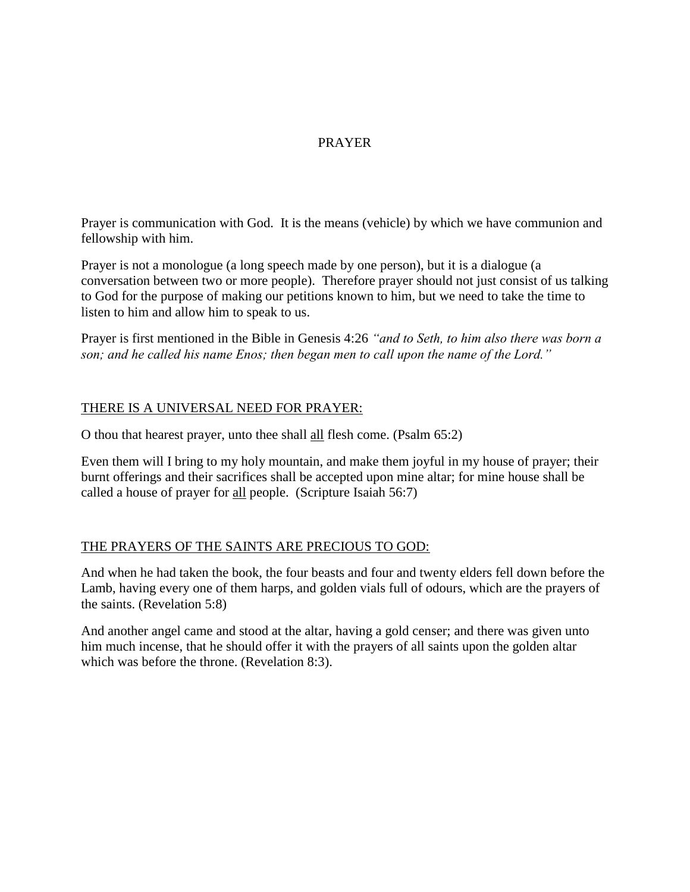# PRAYER

Prayer is communication with God. It is the means (vehicle) by which we have communion and fellowship with him.

Prayer is not a monologue (a long speech made by one person), but it is a dialogue (a conversation between two or more people). Therefore prayer should not just consist of us talking to God for the purpose of making our petitions known to him, but we need to take the time to listen to him and allow him to speak to us.

Prayer is first mentioned in the Bible in Genesis 4:26 *"and to Seth, to him also there was born a son; and he called his name Enos; then began men to call upon the name of the Lord."*

## THERE IS A UNIVERSAL NEED FOR PRAYER:

O thou that hearest prayer, unto thee shall <u>all</u> flesh come. (Psalm 65:2)

Even them will I bring to my holy mountain, and make them joyful in my house of prayer; their burnt offerings and their sacrifices shall be accepted upon mine altar; for mine house shall be called a house of prayer for <u>all</u> people. (Scripture Isaiah 56:7)

## THE PRAYERS OF THE SAINTS ARE PRECIOUS TO GOD:

And when he had taken the book, the four beasts and four and twenty elders fell down before the Lamb, having every one of them harps, and golden vials full of odours, which are the prayers of the saints. (Revelation 5:8)

And another angel came and stood at the altar, having a gold censer; and there was given unto him much incense, that he should offer it with the prayers of all saints upon the golden altar which was before the throne. (Revelation 8:3).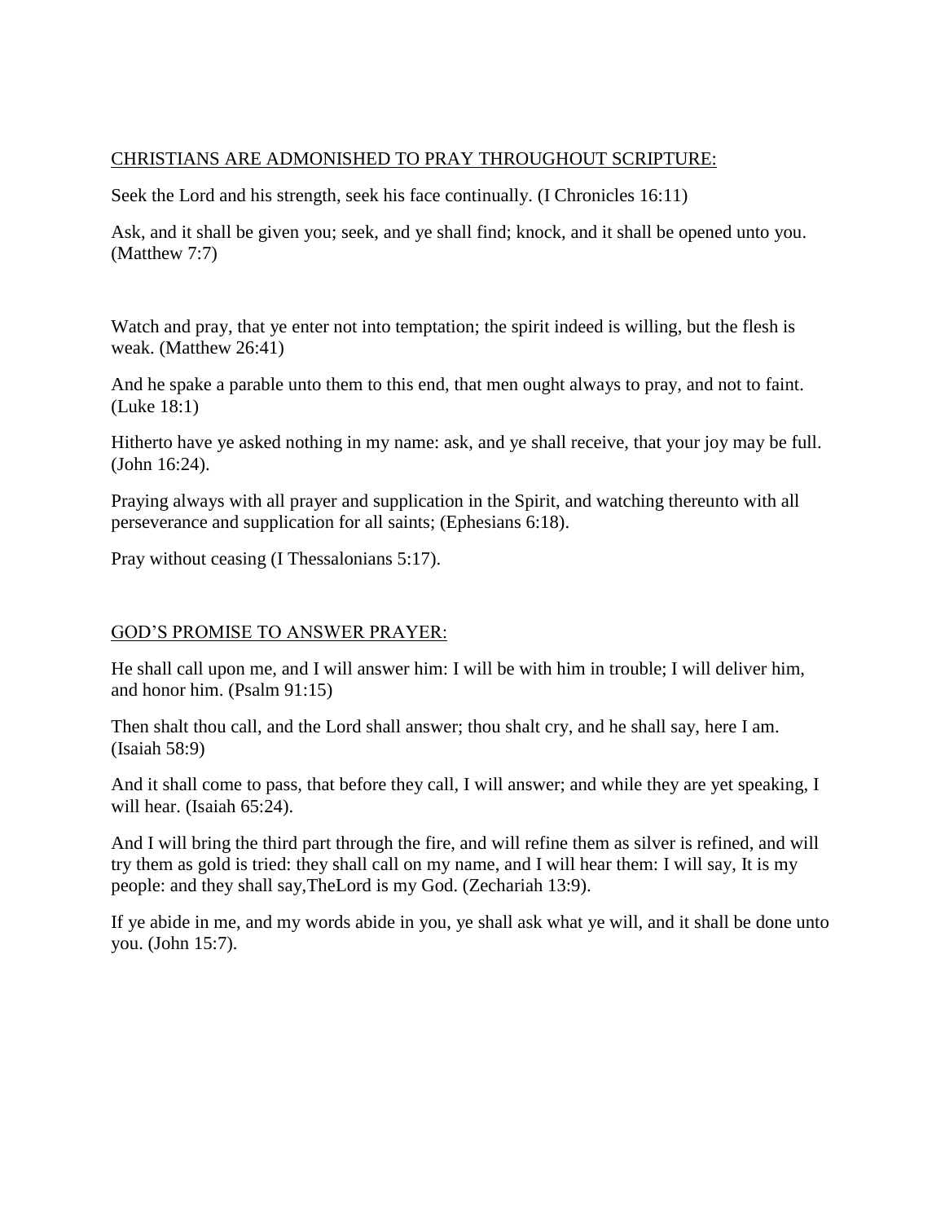<u>CHRISTIANS ARE ADMONISHED TO PRAY THROUGHOUT SCRIPTURE:</u>

Seek the Lord and his strength, seek his face continually. (I Chronicles 16:11)

Ask, and it shall be given you; seek, and ye shall find; knock, and it shall be opened unto you. (Matthew 7:7)

Watch and pray, that ye enter not into temptation; the spirit indeed is willing, but the flesh is weak. (Matthew 26:41)

And he spake a parable unto them to this end, that men ought always to pray, and not to faint. (Luke 18:1)

Hitherto have ye asked nothing in my name: ask, and ye shall receive, that your joy may be full. (John 16:24).

Praying always with all prayer and supplication in the Spirit, and watching thereunto with all perseverance and supplication for all saints; (Ephesians 6:18).

Pray without ceasing (I Thessalonians 5:17).

<u>GOD'S PROMISE TO ANSWER PRAYER:</u>

He shall call upon me, and I will answer him: I will be with him in trouble; I will deliver him, and honor him. (Psalm 91:15)

Then shalt thou call, and the Lord shall answer; thou shalt cry, and he shall say, here I am. (Isaiah 58:9)

And it shall come to pass, that before they call, I will answer; and while they are yet speaking, I will hear. (Isaiah 65:24).

And I will bring the third part through the fire, and will refine them as silver is refined, and will try them as gold is tried: they shall call on my name, and I will hear them: I will say, It is my people: and they shall say,TheLord is my God. (Zechariah 13:9).

If ye abide in me, and my words abide in you, ye shall ask what ye will, and it shall be done unto you. (John 15:7).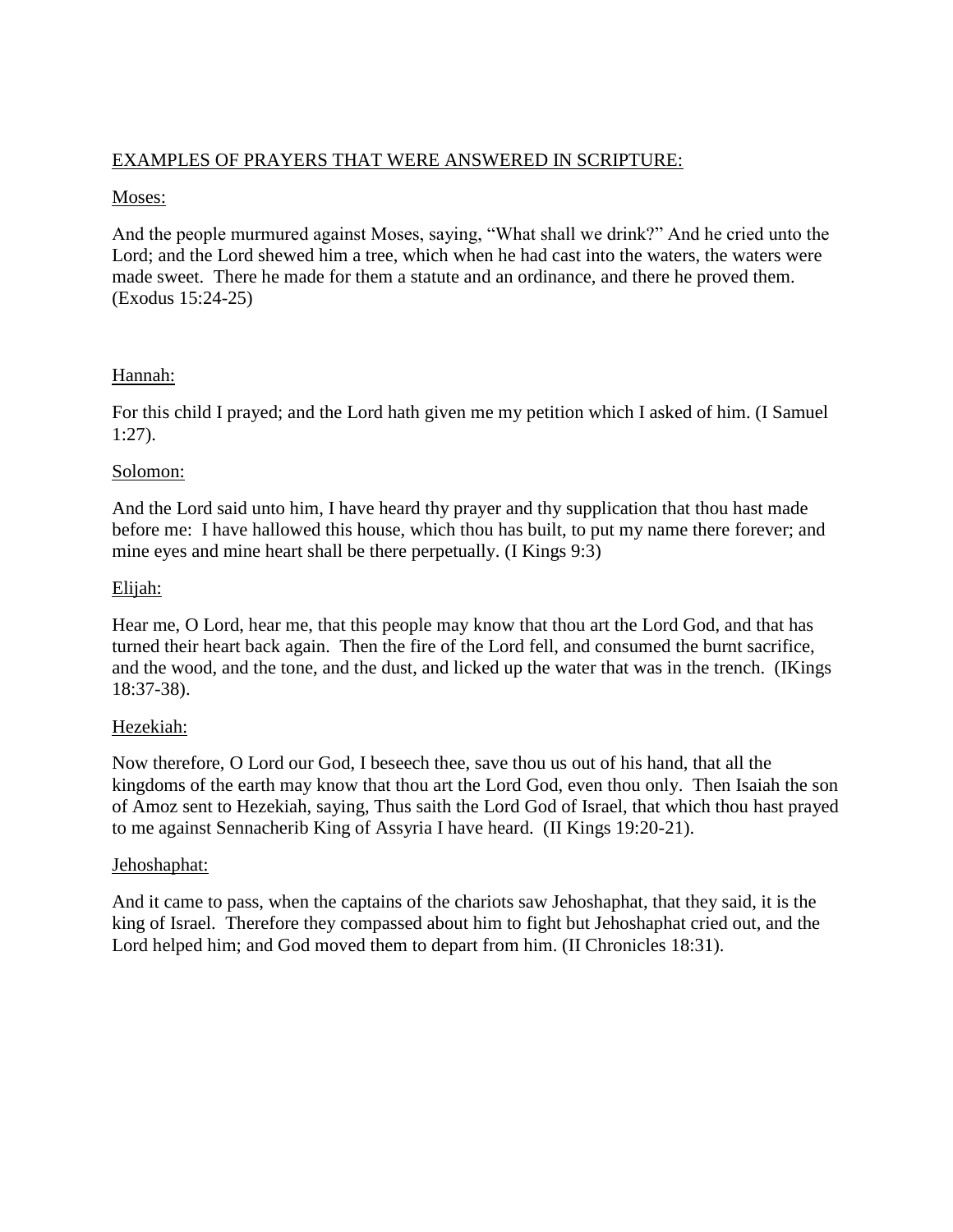EXAMPLES OF PRAYERS THAT WERE ANSWERED IN SCRIPTURE:

Moses:

And the people murmured against Moses, saying, “What shall we drink?” And he cried unto the Lord; and the Lord shewed him a tree, which when he had cast into the waters, the waters were made sweet. There he made for them a statute and an ordinance, and there he proved them. (Exodus 15:24-25)

Hannah:

For this child I prayed; and the Lord hath given me my petition which I asked of him. (I Samuel 1:27).

Solomon:

And the Lord said unto him, I have heard thy prayer and thy supplication that thou hast made before me: I have hallowed this house, which thou has built, to put my name there forever; and mine eyes and mine heart shall be there perpetually. (I Kings 9:3)

Elijah:

Hear me, O Lord, hear me, that this people may know that thou art the Lord God, and that has turned their heart back again. Then the fire of the Lord fell, and consumed the burnt sacrifice, and the wood, and the tone, and the dust, and licked up the water that was in the trench. (IKings 18:37-38).

Hezekiah:

Now therefore, O Lord our God, I beseech thee, save thou us out of his hand, that all the kingdoms of the earth may know that thou art the Lord God, even thou only. Then Isaiah the son of Amoz sent to Hezekiah, saying, Thus saith the Lord God of Israel, that which thou hast prayed to me against Sennacherib King of Assyria I have heard. (II Kings 19:20-21).

Jehoshaphat:

And it came to pass, when the captains of the chariots saw Jehoshaphat, that they said, it is the king of Israel. Therefore they compassed about him to fight but Jehoshaphat cried out, and the Lord helped him; and God moved them to depart from him. (II Chronicles 18:31).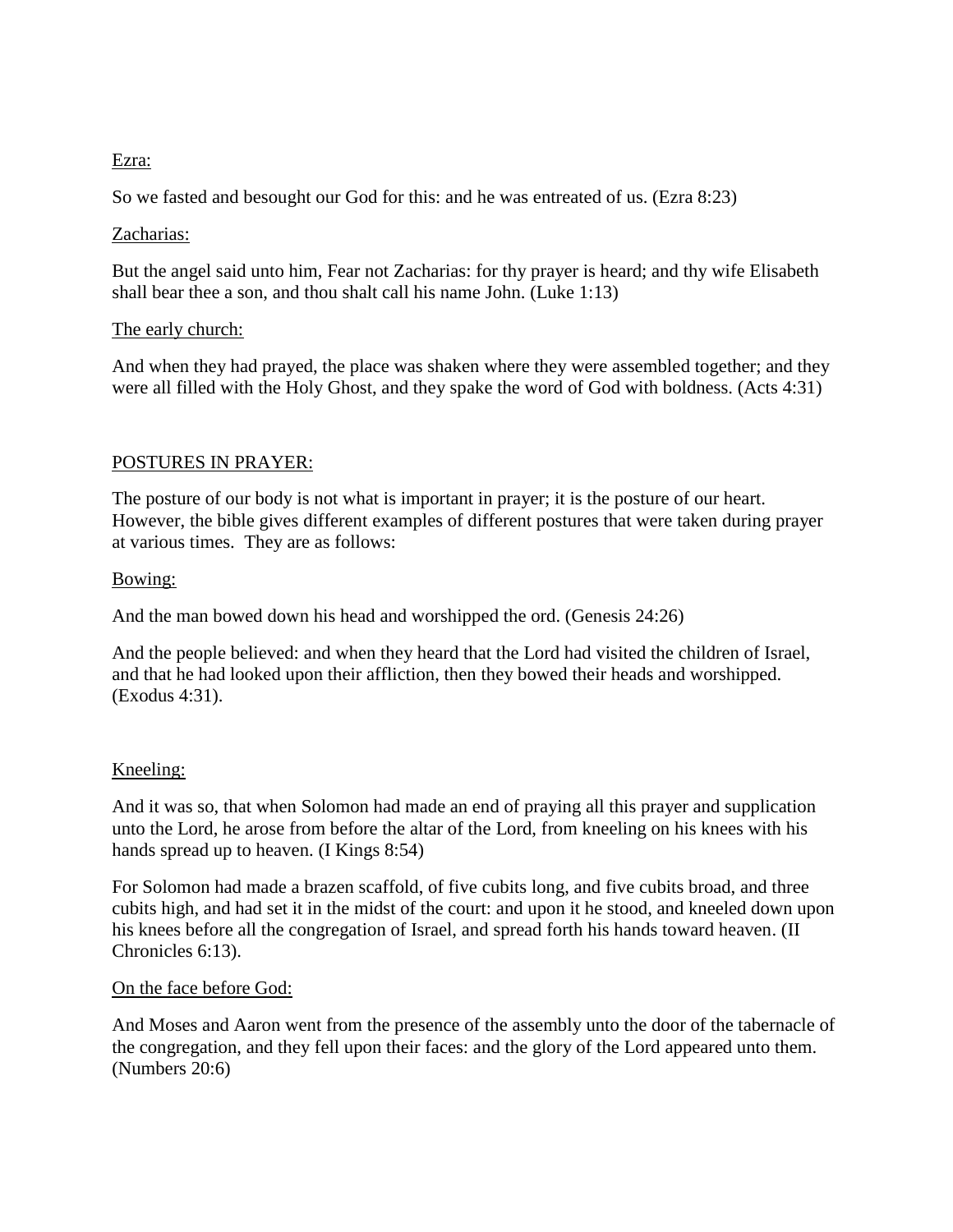Ezra:

So we fasted and besought our God for this: and he was entreated of us. (Ezra 8:23)

Zacharias:

But the angel said unto him, Fear not Zacharias: for thy prayer is heard; and thy wife Elisabeth shall bear thee a son, and thou shalt call his name John. (Luke 1:13)

The early church:

And when they had prayed, the place was shaken where they were assembled together; and they were all filled with the Holy Ghost, and they spake the word of God with boldness. (Acts 4:31)

POSTURES IN PRAYER:

The posture of our body is not what is important in prayer; it is the posture of our heart. However, the bible gives different examples of different postures that were taken during prayer at various times. They are as follows:

Bowing:

And the man bowed down his head and worshipped the ord. (Genesis 24:26)

And the people believed: and when they heard that the Lord had visited the children of Israel, and that he had looked upon their affliction, then they bowed their heads and worshipped. (Exodus 4:31).

Kneeling:

And it was so, that when Solomon had made an end of praying all this prayer and supplication unto the Lord, he arose from before the altar of the Lord, from kneeling on his knees with his hands spread up to heaven. (I Kings 8:54)

For Solomon had made a brazen scaffold, of five cubits long, and five cubits broad, and three cubits high, and had set it in the midst of the court: and upon it he stood, and kneeled down upon his knees before all the congregation of Israel, and spread forth his hands toward heaven. (II Chronicles 6:13).

On the face before God:

And Moses and Aaron went from the presence of the assembly unto the door of the tabernacle of the congregation, and they fell upon their faces: and the glory of the Lord appeared unto them. (Numbers 20:6)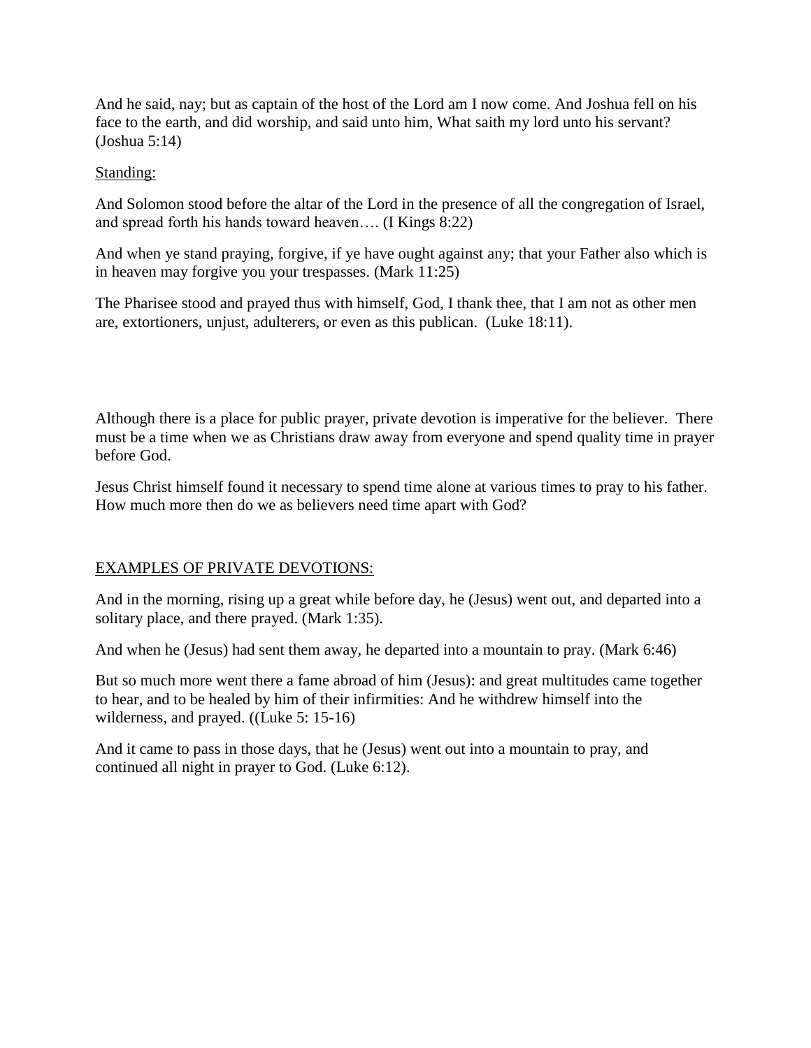And he said, nay; but as captain of the host of the Lord am I now come. And Joshua fell on his face to the earth, and did worship, and said unto him, What saith my lord unto his servant? (Joshua 5:14)

Standing:

And Solomon stood before the altar of the Lord in the presence of all the congregation of Israel, and spread forth his hands toward heaven…. (I Kings 8:22)

And when ye stand praying, forgive, if ye have ought against any; that your Father also which is in heaven may forgive you your trespasses. (Mark 11:25)

The Pharisee stood and prayed thus with himself, God, I thank thee, that I am not as other men are, extortioners, unjust, adulterers, or even as this publican. (Luke 18:11).

Although there is a place for public prayer, private devotion is imperative for the believer. There must be a time when we as Christians draw away from everyone and spend quality time in prayer before God.

Jesus Christ himself found it necessary to spend time alone at various times to pray to his father. How much more then do we as believers need time apart with God?

EXAMPLES OF PRIVATE DEVOTIONS:

And in the morning, rising up a great while before day, he (Jesus) went out, and departed into a solitary place, and there prayed. (Mark 1:35).

And when he (Jesus) had sent them away, he departed into a mountain to pray. (Mark 6:46)

But so much more went there a fame abroad of him (Jesus): and great multitudes came together to hear, and to be healed by him of their infirmities: And he withdrew himself into the wilderness, and prayed. ((Luke 5: 15-16)

And it came to pass in those days, that he (Jesus) went out into a mountain to pray, and continued all night in prayer to God. (Luke 6:12).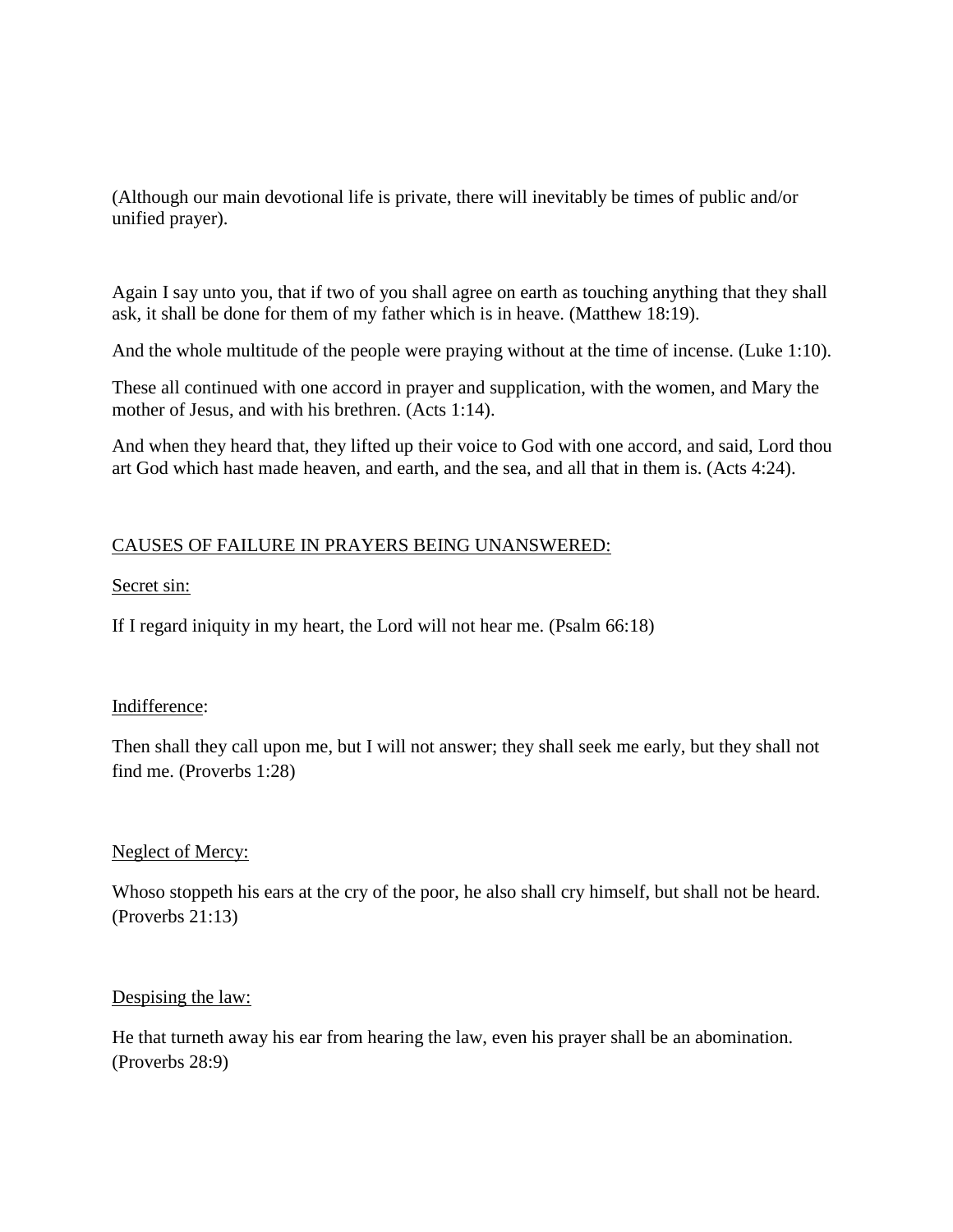(Although our main devotional life is private, there will inevitably be times of public and/or unified prayer).

Again I say unto you, that if two of you shall agree on earth as touching anything that they shall ask, it shall be done for them of my father which is in heave. (Matthew 18:19).

And the whole multitude of the people were praying without at the time of incense. (Luke 1:10).

These all continued with one accord in prayer and supplication, with the women, and Mary the mother of Jesus, and with his brethren. (Acts 1:14).

And when they heard that, they lifted up their voice to God with one accord, and said, Lord thou art God which hast made heaven, and earth, and the sea, and all that in them is. (Acts 4:24).

<u>CAUSES OF FAILURE IN PRAYERS BEING UNANSWERED:</u>

<u>Secret sin:</u>

If I regard iniquity in my heart, the Lord will not hear me. (Psalm 66:18)

<u>Indifference</u>:

Then shall they call upon me, but I will not answer; they shall seek me early, but they shall not find me. (Proverbs 1:28)

<u>Neglect of Mercy:</u>

Whoso stoppeth his ears at the cry of the poor, he also shall cry himself, but shall not be heard. (Proverbs 21:13)

<u>Despising the law:</u>

He that turneth away his ear from hearing the law, even his prayer shall be an abomination. (Proverbs 28:9)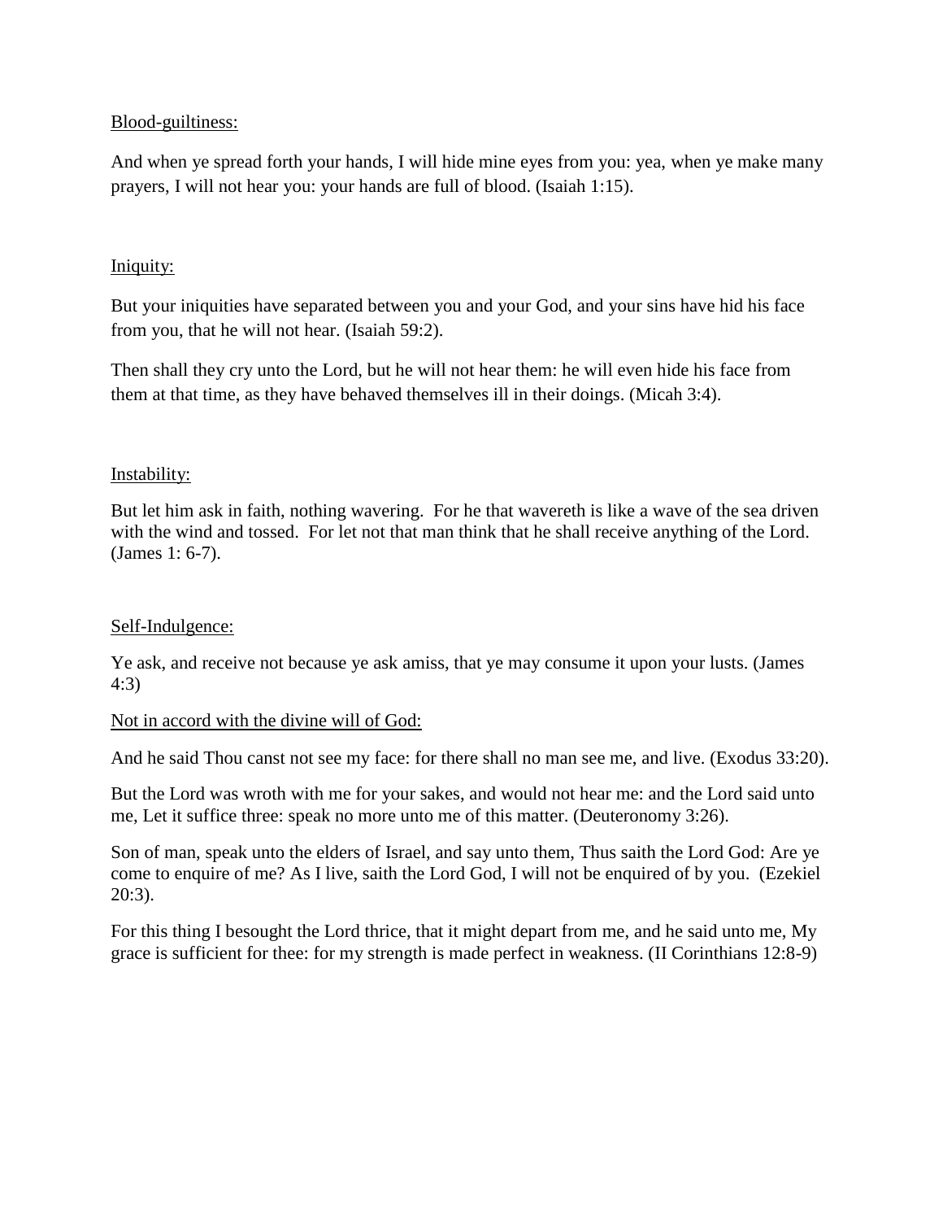<u>Blood-guiltiness:</u>

And when ye spread forth your hands, I will hide mine eyes from you: yea, when ye make many prayers, I will not hear you: your hands are full of blood. (Isaiah 1:15).

<u>Iniquity:</u>

But your iniquities have separated between you and your God, and your sins have hid his face from you, that he will not hear. (Isaiah 59:2).

Then shall they cry unto the Lord, but he will not hear them: he will even hide his face from them at that time, as they have behaved themselves ill in their doings. (Micah 3:4).

<u>Instability:</u>

But let him ask in faith, nothing wavering. For he that wavereth is like a wave of the sea driven with the wind and tossed. For let not that man think that he shall receive anything of the Lord. (James 1: 6-7).

<u>Self-Indulgence:</u>

Ye ask, and receive not because ye ask amiss, that ye may consume it upon your lusts. (James 4:3)

<u>Not in accord with the divine will of God:</u>

And he said Thou canst not see my face: for there shall no man see me, and live. (Exodus 33:20).

But the Lord was wroth with me for your sakes, and would not hear me: and the Lord said unto me, Let it suffice three: speak no more unto me of this matter. (Deuteronomy 3:26).

Son of man, speak unto the elders of Israel, and say unto them, Thus saith the Lord God: Are ye come to enquire of me? As I live, saith the Lord God, I will not be enquired of by you. (Ezekiel 20:3).

For this thing I besought the Lord thrice, that it might depart from me, and he said unto me, My grace is sufficient for thee: for my strength is made perfect in weakness. (II Corinthians 12:8-9)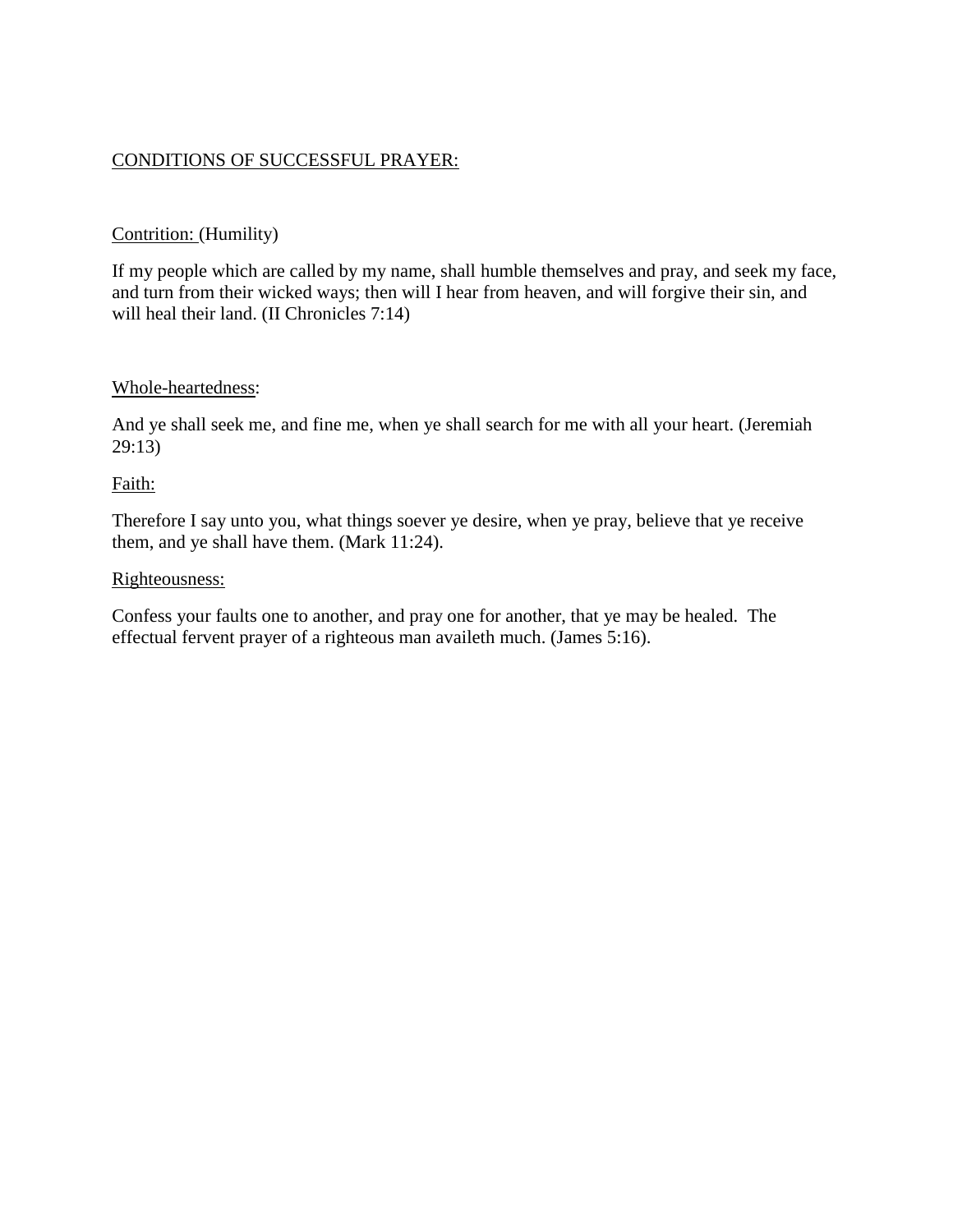CONDITIONS OF SUCCESSFUL PRAYER:

Contrition: (Humility)

If my people which are called by my name, shall humble themselves and pray, and seek my face, and turn from their wicked ways; then will I hear from heaven, and will forgive their sin, and will heal their land. (II Chronicles 7:14)

Whole-heartedness:

And ye shall seek me, and fine me, when ye shall search for me with all your heart. (Jeremiah 29:13)

Faith:

Therefore I say unto you, what things soever ye desire, when ye pray, believe that ye receive them, and ye shall have them. (Mark 11:24).

Righteousness:

Confess your faults one to another, and pray one for another, that ye may be healed. The effectual fervent prayer of a righteous man availeth much. (James 5:16).